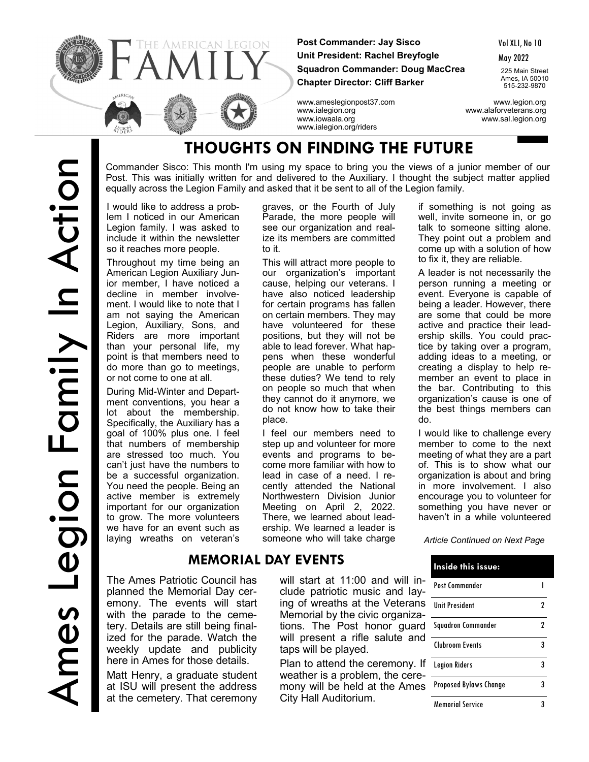# THE AMERICAN LEGION FAMILY

**Post Commander: Jay Sisco**
**Unit President: Rachel Breyfogle**
**Squadron Commander: Doug MacCrea**
**Chapter Director: Cliff Barker**

Vol XLI, No 10
May 2022

225 Main Street
Ames, IA 50010
515-232-9870

www.ameslegionpost37.com
www.ialegion.org
www.iowaala.org
www.ialegion.org/riders

www.legion.org
www.alaforveterans.org
www.sal.legion.org

Ames Legion Family In Action

## THOUGHTS ON FINDING THE FUTURE

Commander Sisco: This month I'm using my space to bring you the views of a junior member of our Post. This was initially written for and delivered to the Auxiliary. I thought the subject matter applied equally across the Legion Family and asked that it be sent to all of the Legion family.

I would like to address a problem I noticed in our American Legion family. I was asked to include it within the newsletter so it reaches more people.

Throughout my time being an American Legion Auxiliary Junior member, I have noticed a decline in member involvement. I would like to note that I am not saying the American Legion, Auxiliary, Sons, and Riders are more important than your personal life, my point is that members need to do more than go to meetings, or not come to one at all.

During Mid-Winter and Department conventions, you hear a lot about the membership. Specifically, the Auxiliary has a goal of 100% plus one. I feel that numbers of membership are stressed too much. You can't just have the numbers to be a successful organization. You need the people. Being an active member is extremely important for our organization to grow. The more volunteers we have for an event such as laying wreaths on veteran's graves, or the Fourth of July Parade, the more people will see our organization and realize its members are committed to it.

This will attract more people to our organization's important cause, helping our veterans. I have also noticed leadership for certain programs has fallen on certain members. They may have volunteered for these positions, but they will not be able to lead forever. What happens when these wonderful people are unable to perform these duties? We tend to rely on people so much that when they cannot do it anymore, we do not know how to take their place.

I feel our members need to step up and volunteer for more events and programs to become more familiar with how to lead in case of a need. I recently attended the National Northwestern Division Junior Meeting on April 2, 2022. There, we learned about leadership. We learned a leader is someone who will take charge if something is not going as well, invite someone in, or go talk to someone sitting alone. They point out a problem and come up with a solution of how to fix it, they are reliable.

A leader is not necessarily the person running a meeting or event. Everyone is capable of being a leader. However, there are some that could be more active and practice their leadership skills. You could practice by taking over a program, adding ideas to a meeting, or creating a display to help remember an event to place in the bar. Contributing to this organization's cause is one of the best things members can do.

I would like to challenge every member to come to the next meeting of what they are a part of. This is to show what our organization is about and bring in more involvement. I also encourage you to volunteer for something you have never or haven't in a while volunteered

*Article Continued on Next Page*

## MEMORIAL DAY EVENTS

The Ames Patriotic Council has planned the Memorial Day ceremony. The events will start with the parade to the cemetery. Details are still being finalized for the parade. Watch the weekly update and publicity here in Ames for those details.

Matt Henry, a graduate student at ISU will present the address at the cemetery. That ceremony will start at 11:00 and will include patriotic music and laying of wreaths at the Veterans Memorial by the civic organizations. The Post honor guard will present a rifle salute and taps will be played.

Plan to attend the ceremony. If weather is a problem, the ceremony will be held at the Ames City Hall Auditorium.

| Inside this issue: | |
|---|---|
| Post Commander | 1 |
| Unit President | 2 |
| Squadron Commander | 2 |
| Clubroom Events | 3 |
| Legion Riders | 3 |
| Proposed Bylaws Change | 3 |
| Memorial Service | 3 |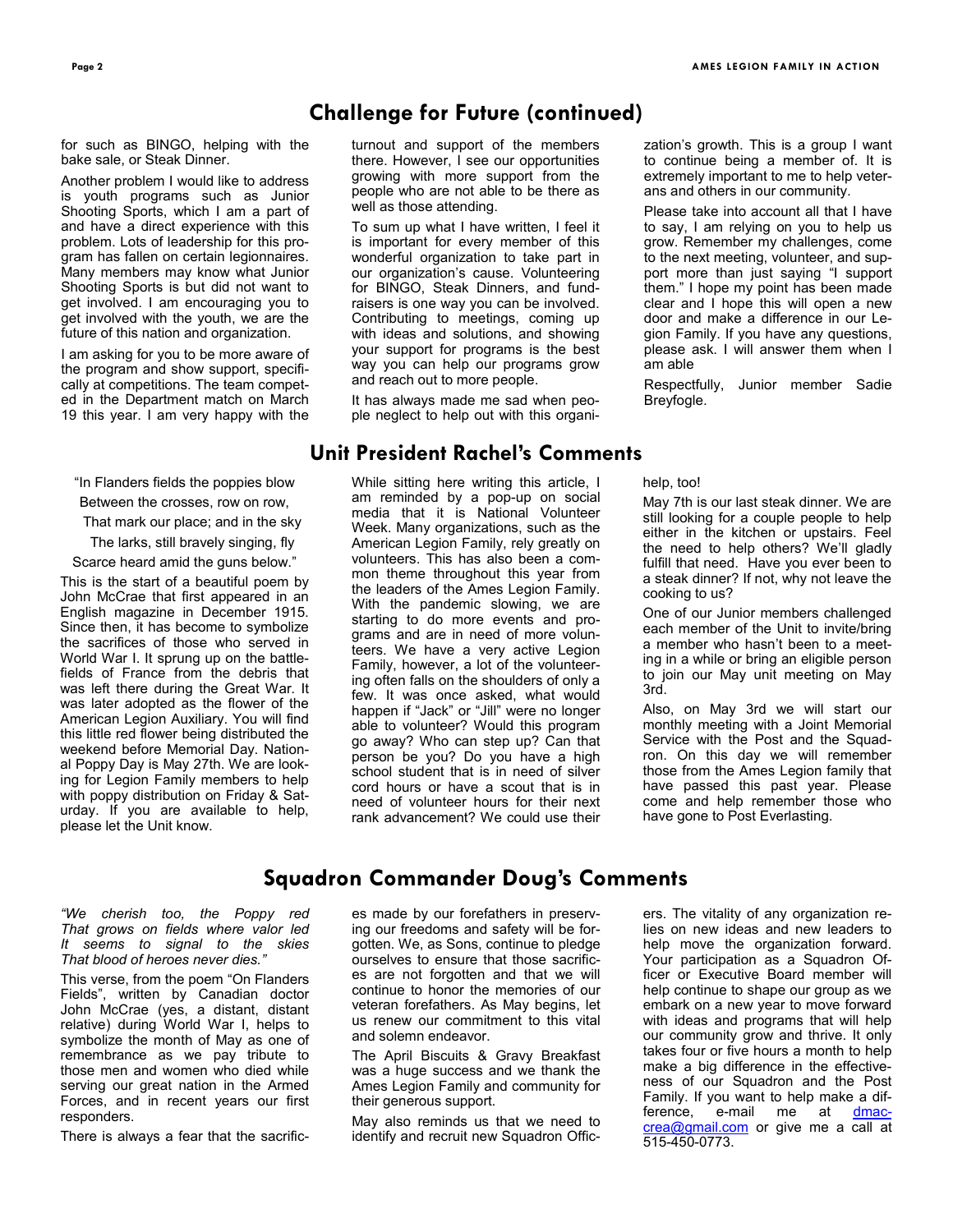## Challenge for Future (continued)

for such as BINGO, helping with the bake sale, or Steak Dinner.

Another problem I would like to address is youth programs such as Junior Shooting Sports, which I am a part of and have a direct experience with this problem. Lots of leadership for this program has fallen on certain legionnaires. Many members may know what Junior Shooting Sports is but did not want to get involved. I am encouraging you to get involved with the youth, we are the future of this nation and organization.

I am asking for you to be more aware of the program and show support, specifically at competitions. The team competed in the Department match on March 19 this year. I am very happy with the turnout and support of the members there. However, I see our opportunities growing with more support from the people who are not able to be there as well as those attending.

To sum up what I have written, I feel it is important for every member of this wonderful organization to take part in our organization's cause. Volunteering for BINGO, Steak Dinners, and fundraisers is one way you can be involved. Contributing to meetings, coming up with ideas and solutions, and showing your support for programs is the best way you can help our programs grow and reach out to more people.

It has always made me sad when people neglect to help out with this organization's growth. This is a group I want to continue being a member of. It is extremely important to me to help veterans and others in our community.

Please take into account all that I have to say, I am relying on you to help us grow. Remember my challenges, come to the next meeting, volunteer, and support more than just saying "I support them." I hope my point has been made clear and I hope this will open a new door and make a difference in our Legion Family. If you have any questions, please ask. I will answer them when I am able

Respectfully, Junior member Sadie Breyfogle.

## Unit President Rachel's Comments

"In Flanders fields the poppies blow
Between the crosses, row on row,
That mark our place; and in the sky
The larks, still bravely singing, fly
Scarce heard amid the guns below."

This is the start of a beautiful poem by John McCrae that first appeared in an English magazine in December 1915. Since then, it has become to symbolize the sacrifices of those who served in World War I. It sprung up on the battlefields of France from the debris that was left there during the Great War. It was later adopted as the flower of the American Legion Auxiliary. You will find this little red flower being distributed the weekend before Memorial Day. National Poppy Day is May 27th. We are looking for Legion Family members to help with poppy distribution on Friday & Saturday. If you are available to help, please let the Unit know.

While sitting here writing this article, I am reminded by a pop-up on social media that it is National Volunteer Week. Many organizations, such as the American Legion Family, rely greatly on volunteers. This has also been a common theme throughout this year from the leaders of the Ames Legion Family. With the pandemic slowing, we are starting to do more events and programs and are in need of more volunteers. We have a very active Legion Family, however, a lot of the volunteering often falls on the shoulders of only a few. It was once asked, what would happen if "Jack" or "Jill" were no longer able to volunteer? Would this program go away? Who can step up? Can that person be you? Do you have a high school student that is in need of silver cord hours or have a scout that is in need of volunteer hours for their next rank advancement? We could use their help, too!

May 7th is our last steak dinner. We are still looking for a couple people to help either in the kitchen or upstairs. Feel the need to help others? We'll gladly fulfill that need. Have you ever been to a steak dinner? If not, why not leave the cooking to us?

One of our Junior members challenged each member of the Unit to invite/bring a member who hasn't been to a meeting in a while or bring an eligible person to join our May unit meeting on May 3rd.

Also, on May 3rd we will start our monthly meeting with a Joint Memorial Service with the Post and the Squadron. On this day we will remember those from the Ames Legion family that have passed this past year. Please come and help remember those who have gone to Post Everlasting.

## Squadron Commander Doug's Comments

*"We cherish too, the Poppy red
That grows on fields where valor led
It seems to signal to the skies
That blood of heroes never dies."*

This verse, from the poem "On Flanders Fields", written by Canadian doctor John McCrae (yes, a distant, distant relative) during World War I, helps to symbolize the month of May as one of remembrance as we pay tribute to those men and women who died while serving our great nation in the Armed Forces, and in recent years our first responders.

There is always a fear that the sacrifices made by our forefathers in preserving our freedoms and safety will be forgotten. We, as Sons, continue to pledge ourselves to ensure that those sacrifices are not forgotten and that we will continue to honor the memories of our veteran forefathers. As May begins, let us renew our commitment to this vital and solemn endeavor.

The April Biscuits & Gravy Breakfast was a huge success and we thank the Ames Legion Family and community for their generous support.

May also reminds us that we need to identify and recruit new Squadron Officers. The vitality of any organization relies on new ideas and new leaders to help move the organization forward. Your participation as a Squadron Officer or Executive Board member will help continue to shape our group as we embark on a new year to move forward with ideas and programs that will help our community grow and thrive. It only takes four or five hours a month to help make a big difference in the effectiveness of our Squadron and the Post Family. If you want to help make a difference, e-mail me at dmaccrea@gmail.com or give me a call at 515-450-0773.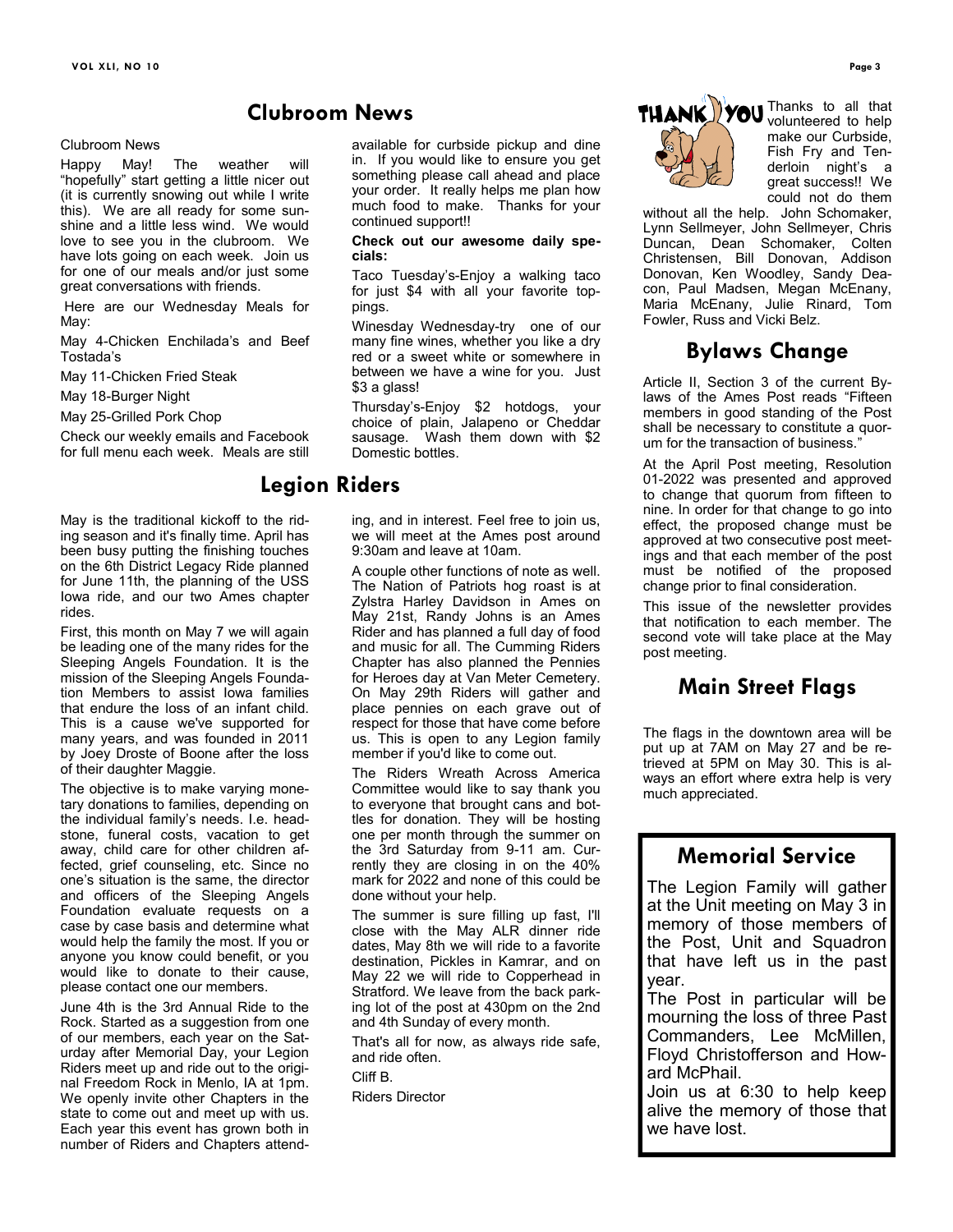## Clubroom News

Clubroom News

Happy May! The weather will "hopefully" start getting a little nicer out (it is currently snowing out while I write this). We are all ready for some sunshine and a little less wind. We would love to see you in the clubroom. We have lots going on each week. Join us for one of our meals and/or just some great conversations with friends.

Here are our Wednesday Meals for May:

May 4-Chicken Enchilada's and Beef Tostada's

May 11-Chicken Fried Steak

May 18-Burger Night

May 25-Grilled Pork Chop

Check our weekly emails and Facebook for full menu each week. Meals are still available for curbside pickup and dine in. If you would like to ensure you get something please call ahead and place your order. It really helps me plan how much food to make. Thanks for your continued support!!

**Check out our awesome daily specials:**

Taco Tuesday's-Enjoy a walking taco for just $4 with all your favorite toppings.

Winesday Wednesday-try one of our many fine wines, whether you like a dry red or a sweet white or somewhere in between we have a wine for you. Just $3 a glass!

Thursday's-Enjoy $2 hotdogs, your choice of plain, Jalapeno or Cheddar sausage. Wash them down with $2 Domestic bottles.

## Legion Riders

May is the traditional kickoff to the riding season and it's finally time. April has been busy putting the finishing touches on the 6th District Legacy Ride planned for June 11th, the planning of the USS Iowa ride, and our two Ames chapter rides.

First, this month on May 7 we will again be leading one of the many rides for the Sleeping Angels Foundation. It is the mission of the Sleeping Angels Foundation Members to assist Iowa families that endure the loss of an infant child. This is a cause we've supported for many years, and was founded in 2011 by Joey Droste of Boone after the loss of their daughter Maggie.

The objective is to make varying monetary donations to families, depending on the individual family's needs. I.e. headstone, funeral costs, vacation to get away, child care for other children affected, grief counseling, etc. Since no one's situation is the same, the director and officers of the Sleeping Angels Foundation evaluate requests on a case by case basis and determine what would help the family the most. If you or anyone you know could benefit, or you would like to donate to their cause, please contact one our members.

June 4th is the 3rd Annual Ride to the Rock. Started as a suggestion from one of our members, each year on the Saturday after Memorial Day, your Legion Riders meet up and ride out to the original Freedom Rock in Menlo, IA at 1pm. We openly invite other Chapters in the state to come out and meet up with us. Each year this event has grown both in number of Riders and Chapters attending, and in interest. Feel free to join us, we will meet at the Ames post around 9:30am and leave at 10am.

A couple other functions of note as well. The Nation of Patriots hog roast is at Zylstra Harley Davidson in Ames on May 21st, Randy Johns is an Ames Rider and has planned a full day of food and music for all. The Cumming Riders Chapter has also planned the Pennies for Heroes day at Van Meter Cemetery. On May 29th Riders will gather and place pennies on each grave out of respect for those that have come before us. This is open to any Legion family member if you'd like to come out.

The Riders Wreath Across America Committee would like to say thank you to everyone that brought cans and bottles for donation. They will be hosting one per month through the summer on the 3rd Saturday from 9-11 am. Currently they are closing in on the 40% mark for 2022 and none of this could be done without your help.

The summer is sure filling up fast, I'll close with the May ALR dinner ride dates, May 8th we will ride to a favorite destination, Pickles in Kamrar, and on May 22 we will ride to Copperhead in Stratford. We leave from the back parking lot of the post at 430pm on the 2nd and 4th Sunday of every month.

That's all for now, as always ride safe, and ride often.

Cliff B.

Riders Director

THANK YOU

Thanks to all that volunteered to help make our Curbside, Fish Fry and Tenderloin night's a great success!! We could not do them without all the help. John Schomaker, Lynn Sellmeyer, John Sellmeyer, Chris Duncan, Dean Schomaker, Colten Christensen, Bill Donovan, Addison Donovan, Ken Woodley, Sandy Deacon, Paul Madsen, Megan McEnany, Maria McEnany, Julie Rinard, Tom Fowler, Russ and Vicki Belz.

## Bylaws Change

Article II, Section 3 of the current By-laws of the Ames Post reads "Fifteen members in good standing of the Post shall be necessary to constitute a quorum for the transaction of business."

At the April Post meeting, Resolution 01-2022 was presented and approved to change that quorum from fifteen to nine. In order for that change to go into effect, the proposed change must be approved at two consecutive post meetings and that each member of the post must be notified of the proposed change prior to final consideration.

This issue of the newsletter provides that notification to each member. The second vote will take place at the May post meeting.

## Main Street Flags

The flags in the downtown area will be put up at 7AM on May 27 and be retrieved at 5PM on May 30. This is always an effort where extra help is very much appreciated.

## Memorial Service

The Legion Family will gather at the Unit meeting on May 3 in memory of those members of the Post, Unit and Squadron that have left us in the past year.

The Post in particular will be mourning the loss of three Past Commanders, Lee McMillen, Floyd Christofferson and Howard McPhail.

Join us at 6:30 to help keep alive the memory of those that we have lost.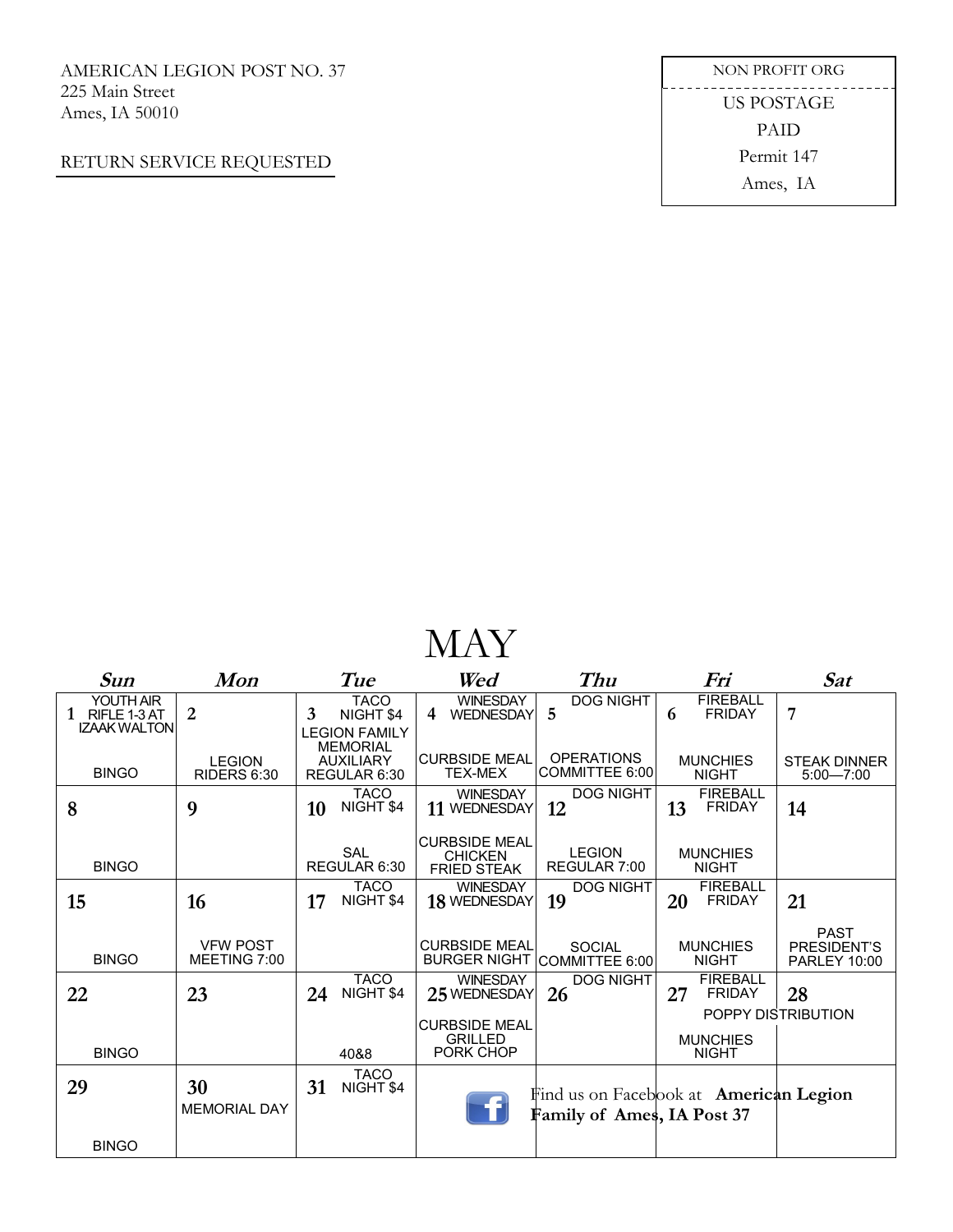AMERICAN LEGION POST NO. 37
225 Main Street
Ames, IA 50010

RETURN SERVICE REQUESTED

NON PROFIT ORG
US POSTAGE
PAID
Permit 147
Ames, IA

# MAY

| Sun | Mon | Tue | Wed | Thu | Fri | Sat |
|---|---|---|---|---|---|---|
| 1 YOUTH AIR RIFLE 1-3 AT IZAAK WALTON<br>BINGO | 2<br>LEGION RIDERS 6:30 | 3 TACO NIGHT $4<br>LEGION FAMILY MEMORIAL AUXILIARY REGULAR 6:30 | 4 WINESDAY WEDNESDAY<br>CURBSIDE MEAL TEX-MEX | 5 DOG NIGHT<br>OPERATIONS COMMITTEE 6:00 | 6 FIREBALL FRIDAY<br>MUNCHIES NIGHT | 7<br>STEAK DINNER 5:00—7:00 |
| 8<br>BINGO | 9 | 10 TACO NIGHT $4<br>SAL REGULAR 6:30 | 11 WINESDAY WEDNESDAY<br>CURBSIDE MEAL CHICKEN FRIED STEAK | 12 DOG NIGHT<br>LEGION REGULAR 7:00 | 13 FIREBALL FRIDAY<br>MUNCHIES NIGHT | 14 |
| 15<br>BINGO | 16<br>VFW POST MEETING 7:00 | 17 TACO NIGHT $4 | 18 WINESDAY WEDNESDAY<br>CURBSIDE MEAL BURGER NIGHT | 19 DOG NIGHT<br>SOCIAL COMMITTEE 6:00 | 20 FIREBALL FRIDAY<br>MUNCHIES NIGHT | 21<br>PAST PRESIDENT'S PARLEY 10:00 |
| 22<br>BINGO | 23 | 24 TACO NIGHT $4<br>40&8 | 25 WINESDAY WEDNESDAY<br>CURBSIDE MEAL GRILLED PORK CHOP | 26 DOG NIGHT | 27 FIREBALL FRIDAY<br>POPPY DISTRIBUTION<br>MUNCHIES NIGHT | 28<br>POPPY DISTRIBUTION |
| 29<br>BINGO | 30<br>MEMORIAL DAY | 31 TACO NIGHT $4 | | | | |

Find us on Facebook at **American Legion Family of Ames, IA Post 37**